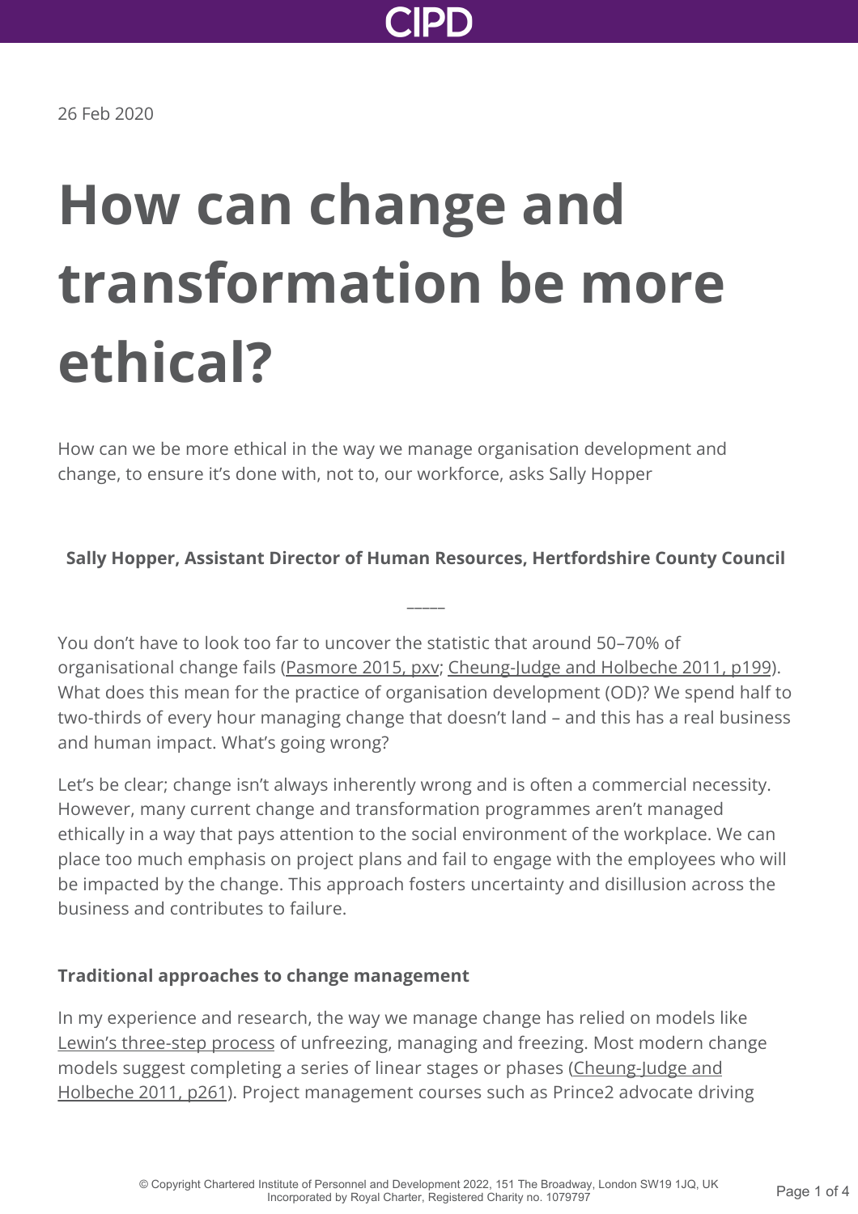26 Feb 2020

# How can change and transformation be more ethical?

How can we be more ethical in the way we manage organisation development and change, to ensure it's done with, not to, our workforce, asks Sally Hopper

**Sally Hopper, Assistant Director of Human Resources, Hertfordshire County Council**

_____

You don't have to look too far to uncover the statistic that around 50–70% of organisational change fails (Pasmore 2015, pxv; Cheung-Judge and Holbeche 2011, p199). What does this mean for the practice of organisation development (OD)? We spend half to two-thirds of every hour managing change that doesn't land – and this has a real business and human impact. What's going wrong?

Let's be clear; change isn't always inherently wrong and is often a commercial necessity. However, many current change and transformation programmes aren't managed ethically in a way that pays attention to the social environment of the workplace. We can place too much emphasis on project plans and fail to engage with the employees who will be impacted by the change. This approach fosters uncertainty and disillusion across the business and contributes to failure.

**Traditional approaches to change management**

In my experience and research, the way we manage change has relied on models like Lewin's three-step process of unfreezing, managing and freezing. Most modern change models suggest completing a series of linear stages or phases (Cheung-Judge and Holbeche 2011, p261). Project management courses such as Prince2 advocate driving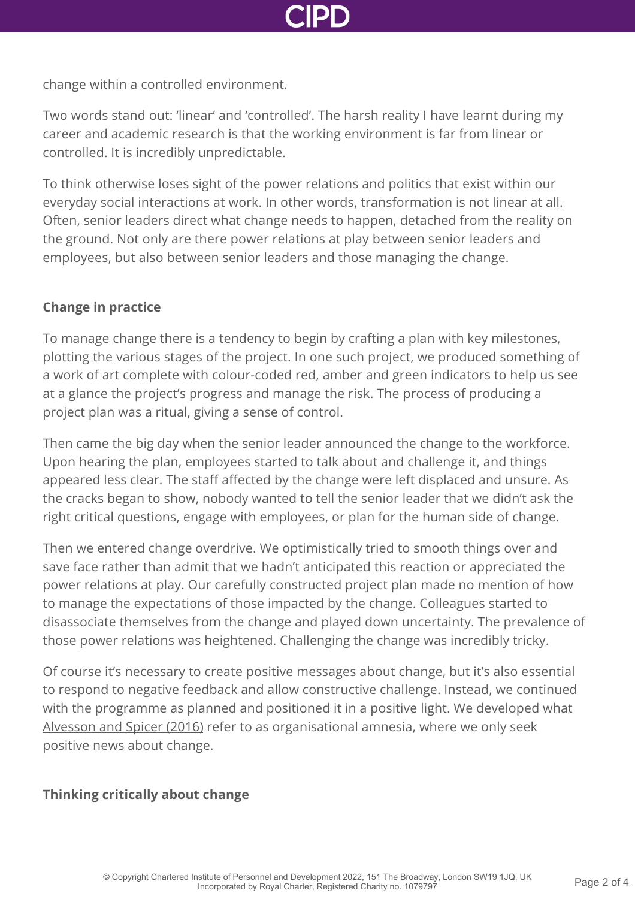change within a controlled environment.

Two words stand out: 'linear' and 'controlled'. The harsh reality I have learnt during my career and academic research is that the working environment is far from linear or controlled. It is incredibly unpredictable.

To think otherwise loses sight of the power relations and politics that exist within our everyday social interactions at work. In other words, transformation is not linear at all. Often, senior leaders direct what change needs to happen, detached from the reality on the ground. Not only are there power relations at play between senior leaders and employees, but also between senior leaders and those managing the change.

### Change in practice

To manage change there is a tendency to begin by crafting a plan with key milestones, plotting the various stages of the project. In one such project, we produced something of a work of art complete with colour-coded red, amber and green indicators to help us see at a glance the project's progress and manage the risk. The process of producing a project plan was a ritual, giving a sense of control.

Then came the big day when the senior leader announced the change to the workforce. Upon hearing the plan, employees started to talk about and challenge it, and things appeared less clear. The staff affected by the change were left displaced and unsure. As the cracks began to show, nobody wanted to tell the senior leader that we didn't ask the right critical questions, engage with employees, or plan for the human side of change.

Then we entered change overdrive. We optimistically tried to smooth things over and save face rather than admit that we hadn't anticipated this reaction or appreciated the power relations at play. Our carefully constructed project plan made no mention of how to manage the expectations of those impacted by the change. Colleagues started to disassociate themselves from the change and played down uncertainty. The prevalence of those power relations was heightened. Challenging the change was incredibly tricky.

Of course it's necessary to create positive messages about change, but it's also essential to respond to negative feedback and allow constructive challenge. Instead, we continued with the programme as planned and positioned it in a positive light. We developed what Alvesson and Spicer (2016) refer to as organisational amnesia, where we only seek positive news about change.

### Thinking critically about change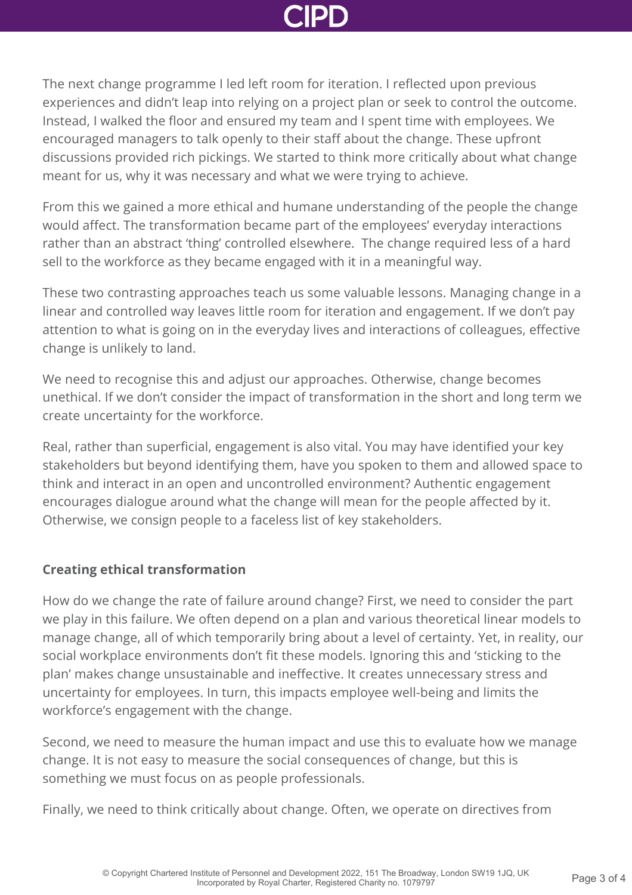The next change programme I led left room for iteration. I reflected upon previous experiences and didn't leap into relying on a project plan or seek to control the outcome. Instead, I walked the floor and ensured my team and I spent time with employees. We encouraged managers to talk openly to their staff about the change. These upfront discussions provided rich pickings. We started to think more critically about what change meant for us, why it was necessary and what we were trying to achieve.

From this we gained a more ethical and humane understanding of the people the change would affect. The transformation became part of the employees' everyday interactions rather than an abstract 'thing' controlled elsewhere. The change required less of a hard sell to the workforce as they became engaged with it in a meaningful way.

These two contrasting approaches teach us some valuable lessons. Managing change in a linear and controlled way leaves little room for iteration and engagement. If we don't pay attention to what is going on in the everyday lives and interactions of colleagues, effective change is unlikely to land.

We need to recognise this and adjust our approaches. Otherwise, change becomes unethical. If we don't consider the impact of transformation in the short and long term we create uncertainty for the workforce.

Real, rather than superficial, engagement is also vital. You may have identified your key stakeholders but beyond identifying them, have you spoken to them and allowed space to think and interact in an open and uncontrolled environment? Authentic engagement encourages dialogue around what the change will mean for the people affected by it. Otherwise, we consign people to a faceless list of key stakeholders.

## Creating ethical transformation

How do we change the rate of failure around change? First, we need to consider the part we play in this failure. We often depend on a plan and various theoretical linear models to manage change, all of which temporarily bring about a level of certainty. Yet, in reality, our social workplace environments don't fit these models. Ignoring this and 'sticking to the plan' makes change unsustainable and ineffective. It creates unnecessary stress and uncertainty for employees. In turn, this impacts employee well-being and limits the workforce's engagement with the change.

Second, we need to measure the human impact and use this to evaluate how we manage change. It is not easy to measure the social consequences of change, but this is something we must focus on as people professionals.

Finally, we need to think critically about change. Often, we operate on directives from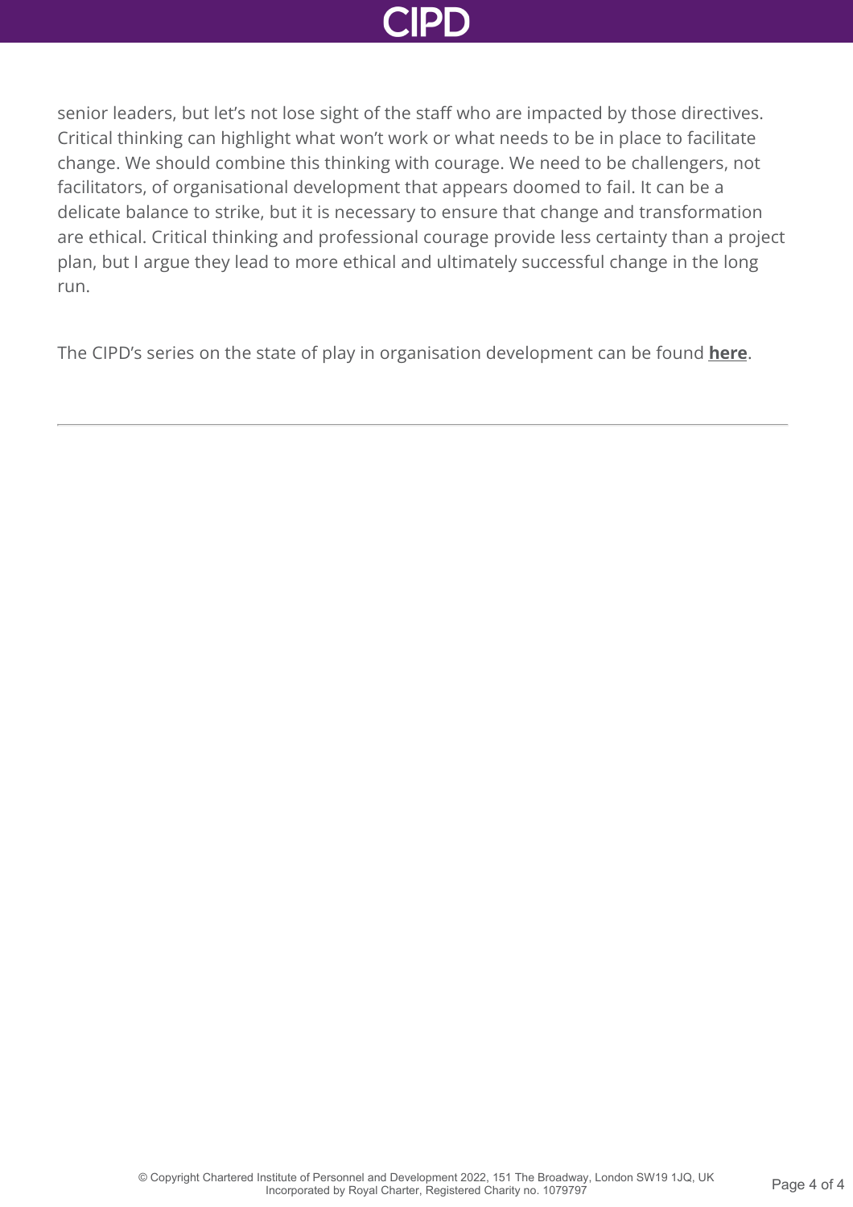senior leaders, but let's not lose sight of the staff who are impacted by those directives. Critical thinking can highlight what won't work or what needs to be in place to facilitate change. We should combine this thinking with courage. We need to be challengers, not facilitators, of organisational development that appears doomed to fail. It can be a delicate balance to strike, but it is necessary to ensure that change and transformation are ethical. Critical thinking and professional courage provide less certainty than a project plan, but I argue they lead to more ethical and ultimately successful change in the long run.

The CIPD's series on the state of play in organisation development can be found **here**.

---